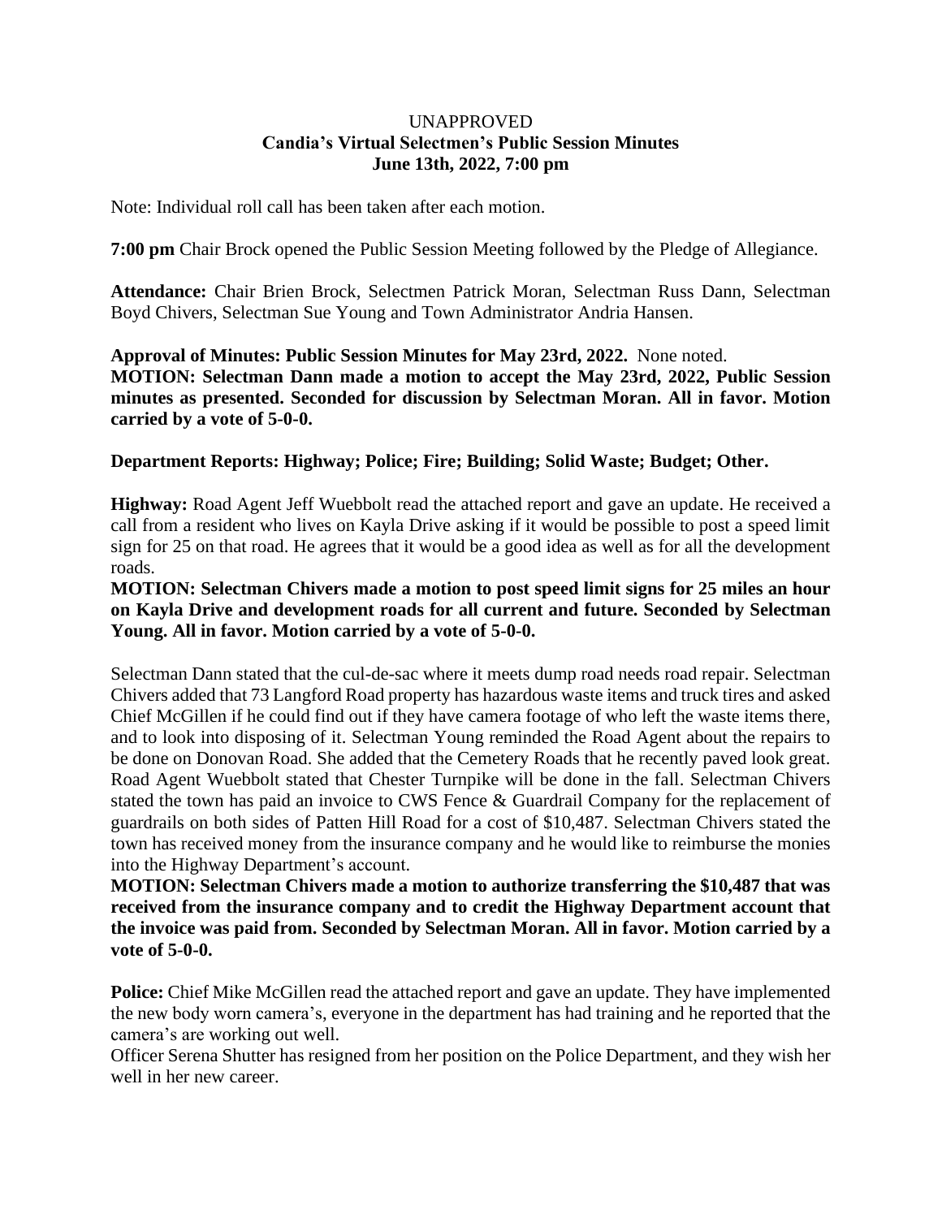UNAPPROVED

**Candia's Virtual Selectmen's Public Session Minutes**

**June 13th, 2022, 7:00 pm**

Note: Individual roll call has been taken after each motion.

**7:00 pm** Chair Brock opened the Public Session Meeting followed by the Pledge of Allegiance.

**Attendance:** Chair Brien Brock, Selectmen Patrick Moran, Selectman Russ Dann, Selectman Boyd Chivers, Selectman Sue Young and Town Administrator Andria Hansen.

**Approval of Minutes: Public Session Minutes for May 23rd, 2022.** None noted.

**MOTION: Selectman Dann made a motion to accept the May 23rd, 2022, Public Session minutes as presented. Seconded for discussion by Selectman Moran. All in favor. Motion carried by a vote of 5-0-0.**

**Department Reports: Highway; Police; Fire; Building; Solid Waste; Budget; Other.**

**Highway:** Road Agent Jeff Wuebbolt read the attached report and gave an update. He received a call from a resident who lives on Kayla Drive asking if it would be possible to post a speed limit sign for 25 on that road. He agrees that it would be a good idea as well as for all the development roads.

**MOTION: Selectman Chivers made a motion to post speed limit signs for 25 miles an hour on Kayla Drive and development roads for all current and future. Seconded by Selectman Young. All in favor. Motion carried by a vote of 5-0-0.**

Selectman Dann stated that the cul-de-sac where it meets dump road needs road repair. Selectman Chivers added that 73 Langford Road property has hazardous waste items and truck tires and asked Chief McGillen if he could find out if they have camera footage of who left the waste items there, and to look into disposing of it. Selectman Young reminded the Road Agent about the repairs to be done on Donovan Road. She added that the Cemetery Roads that he recently paved look great. Road Agent Wuebbolt stated that Chester Turnpike will be done in the fall. Selectman Chivers stated the town has paid an invoice to CWS Fence & Guardrail Company for the replacement of guardrails on both sides of Patten Hill Road for a cost of $10,487. Selectman Chivers stated the town has received money from the insurance company and he would like to reimburse the monies into the Highway Department's account.

**MOTION: Selectman Chivers made a motion to authorize transferring the $10,487 that was received from the insurance company and to credit the Highway Department account that the invoice was paid from. Seconded by Selectman Moran. All in favor. Motion carried by a vote of 5-0-0.**

**Police:** Chief Mike McGillen read the attached report and gave an update. They have implemented the new body worn camera's, everyone in the department has had training and he reported that the camera's are working out well.

Officer Serena Shutter has resigned from her position on the Police Department, and they wish her well in her new career.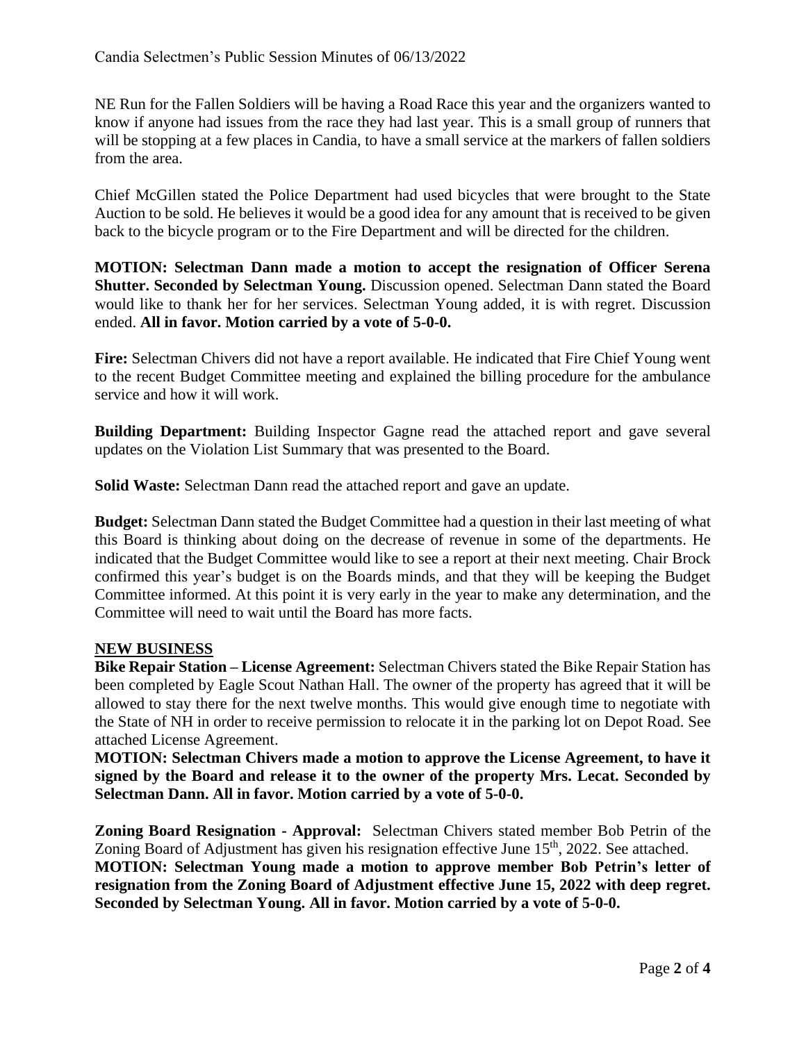NE Run for the Fallen Soldiers will be having a Road Race this year and the organizers wanted to know if anyone had issues from the race they had last year. This is a small group of runners that will be stopping at a few places in Candia, to have a small service at the markers of fallen soldiers from the area.

Chief McGillen stated the Police Department had used bicycles that were brought to the State Auction to be sold. He believes it would be a good idea for any amount that is received to be given back to the bicycle program or to the Fire Department and will be directed for the children.

**MOTION: Selectman Dann made a motion to accept the resignation of Officer Serena Shutter. Seconded by Selectman Young.** Discussion opened. Selectman Dann stated the Board would like to thank her for her services. Selectman Young added, it is with regret. Discussion ended. **All in favor. Motion carried by a vote of 5-0-0.**

**Fire:** Selectman Chivers did not have a report available. He indicated that Fire Chief Young went to the recent Budget Committee meeting and explained the billing procedure for the ambulance service and how it will work.

**Building Department:** Building Inspector Gagne read the attached report and gave several updates on the Violation List Summary that was presented to the Board.

**Solid Waste:** Selectman Dann read the attached report and gave an update.

**Budget:** Selectman Dann stated the Budget Committee had a question in their last meeting of what this Board is thinking about doing on the decrease of revenue in some of the departments. He indicated that the Budget Committee would like to see a report at their next meeting. Chair Brock confirmed this year's budget is on the Boards minds, and that they will be keeping the Budget Committee informed. At this point it is very early in the year to make any determination, and the Committee will need to wait until the Board has more facts.

## NEW BUSINESS

**Bike Repair Station – License Agreement:** Selectman Chivers stated the Bike Repair Station has been completed by Eagle Scout Nathan Hall. The owner of the property has agreed that it will be allowed to stay there for the next twelve months. This would give enough time to negotiate with the State of NH in order to receive permission to relocate it in the parking lot on Depot Road. See attached License Agreement.

**MOTION: Selectman Chivers made a motion to approve the License Agreement, to have it signed by the Board and release it to the owner of the property Mrs. Lecat. Seconded by Selectman Dann. All in favor. Motion carried by a vote of 5-0-0.**

**Zoning Board Resignation - Approval:** Selectman Chivers stated member Bob Petrin of the Zoning Board of Adjustment has given his resignation effective June 15th, 2022. See attached.

**MOTION: Selectman Young made a motion to approve member Bob Petrin's letter of resignation from the Zoning Board of Adjustment effective June 15, 2022 with deep regret. Seconded by Selectman Young. All in favor. Motion carried by a vote of 5-0-0.**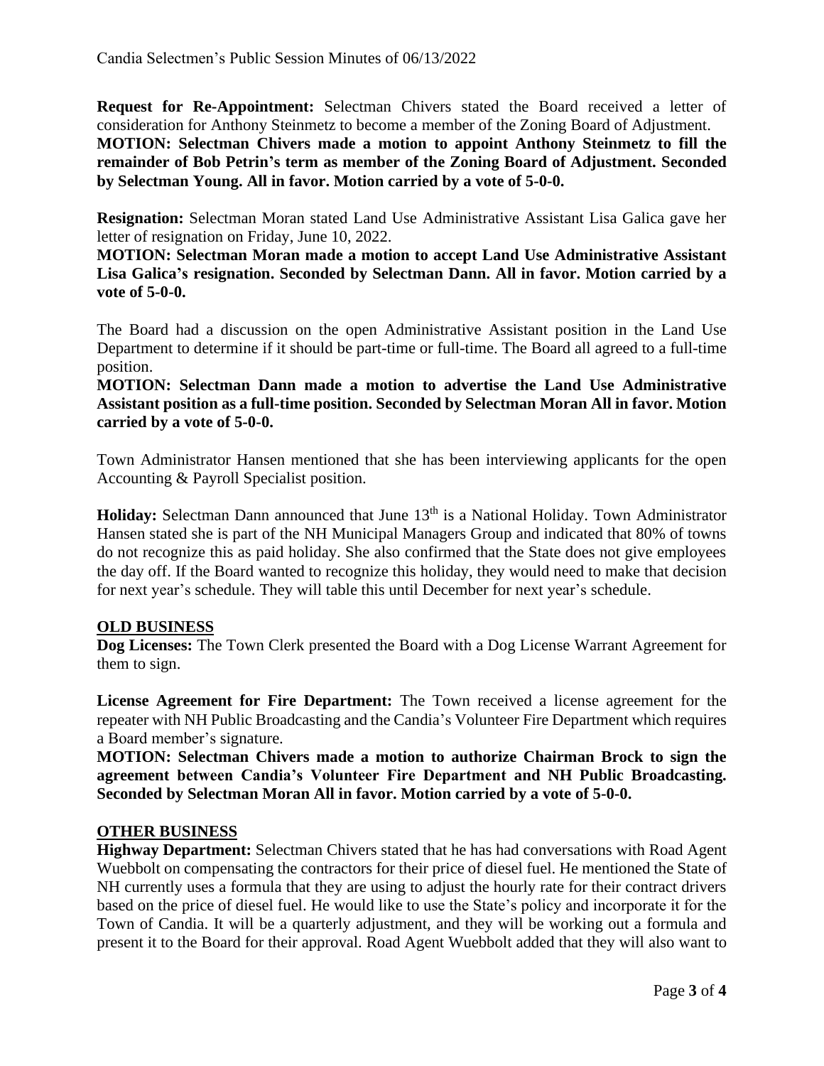**Request for Re-Appointment:** Selectman Chivers stated the Board received a letter of consideration for Anthony Steinmetz to become a member of the Zoning Board of Adjustment.
**MOTION: Selectman Chivers made a motion to appoint Anthony Steinmetz to fill the remainder of Bob Petrin's term as member of the Zoning Board of Adjustment. Seconded by Selectman Young. All in favor. Motion carried by a vote of 5-0-0.**

**Resignation:** Selectman Moran stated Land Use Administrative Assistant Lisa Galica gave her letter of resignation on Friday, June 10, 2022.
**MOTION: Selectman Moran made a motion to accept Land Use Administrative Assistant Lisa Galica's resignation. Seconded by Selectman Dann. All in favor. Motion carried by a vote of 5-0-0.**

The Board had a discussion on the open Administrative Assistant position in the Land Use Department to determine if it should be part-time or full-time. The Board all agreed to a full-time position.
**MOTION: Selectman Dann made a motion to advertise the Land Use Administrative Assistant position as a full-time position. Seconded by Selectman Moran All in favor. Motion carried by a vote of 5-0-0.**

Town Administrator Hansen mentioned that she has been interviewing applicants for the open Accounting & Payroll Specialist position.

**Holiday:** Selectman Dann announced that June 13th is a National Holiday. Town Administrator Hansen stated she is part of the NH Municipal Managers Group and indicated that 80% of towns do not recognize this as paid holiday. She also confirmed that the State does not give employees the day off. If the Board wanted to recognize this holiday, they would need to make that decision for next year's schedule. They will table this until December for next year's schedule.

## OLD BUSINESS

**Dog Licenses:** The Town Clerk presented the Board with a Dog License Warrant Agreement for them to sign.

**License Agreement for Fire Department:** The Town received a license agreement for the repeater with NH Public Broadcasting and the Candia's Volunteer Fire Department which requires a Board member's signature.
**MOTION: Selectman Chivers made a motion to authorize Chairman Brock to sign the agreement between Candia's Volunteer Fire Department and NH Public Broadcasting. Seconded by Selectman Moran All in favor. Motion carried by a vote of 5-0-0.**

## OTHER BUSINESS

**Highway Department:** Selectman Chivers stated that he has had conversations with Road Agent Wuebbolt on compensating the contractors for their price of diesel fuel. He mentioned the State of NH currently uses a formula that they are using to adjust the hourly rate for their contract drivers based on the price of diesel fuel. He would like to use the State's policy and incorporate it for the Town of Candia. It will be a quarterly adjustment, and they will be working out a formula and present it to the Board for their approval. Road Agent Wuebbolt added that they will also want to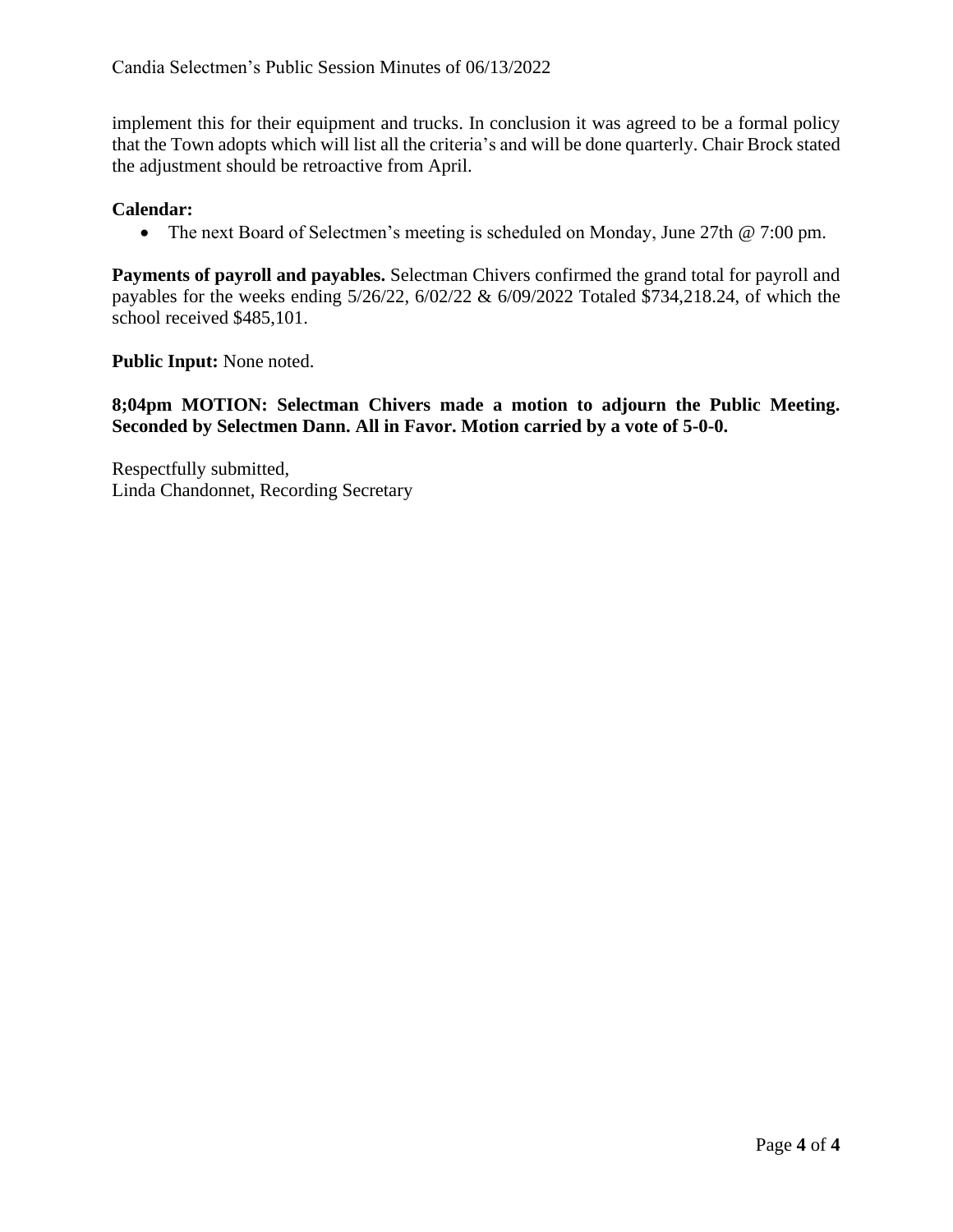implement this for their equipment and trucks. In conclusion it was agreed to be a formal policy that the Town adopts which will list all the criteria's and will be done quarterly. Chair Brock stated the adjustment should be retroactive from April.

**Calendar:**

- The next Board of Selectmen's meeting is scheduled on Monday, June 27th @ 7:00 pm.

**Payments of payroll and payables.** Selectman Chivers confirmed the grand total for payroll and payables for the weeks ending 5/26/22, 6/02/22 & 6/09/2022 Totaled $734,218.24, of which the school received $485,101.

**Public Input:** None noted.

**8;04pm MOTION: Selectman Chivers made a motion to adjourn the Public Meeting. Seconded by Selectmen Dann. All in Favor. Motion carried by a vote of 5-0-0.**

Respectfully submitted,
Linda Chandonnet, Recording Secretary